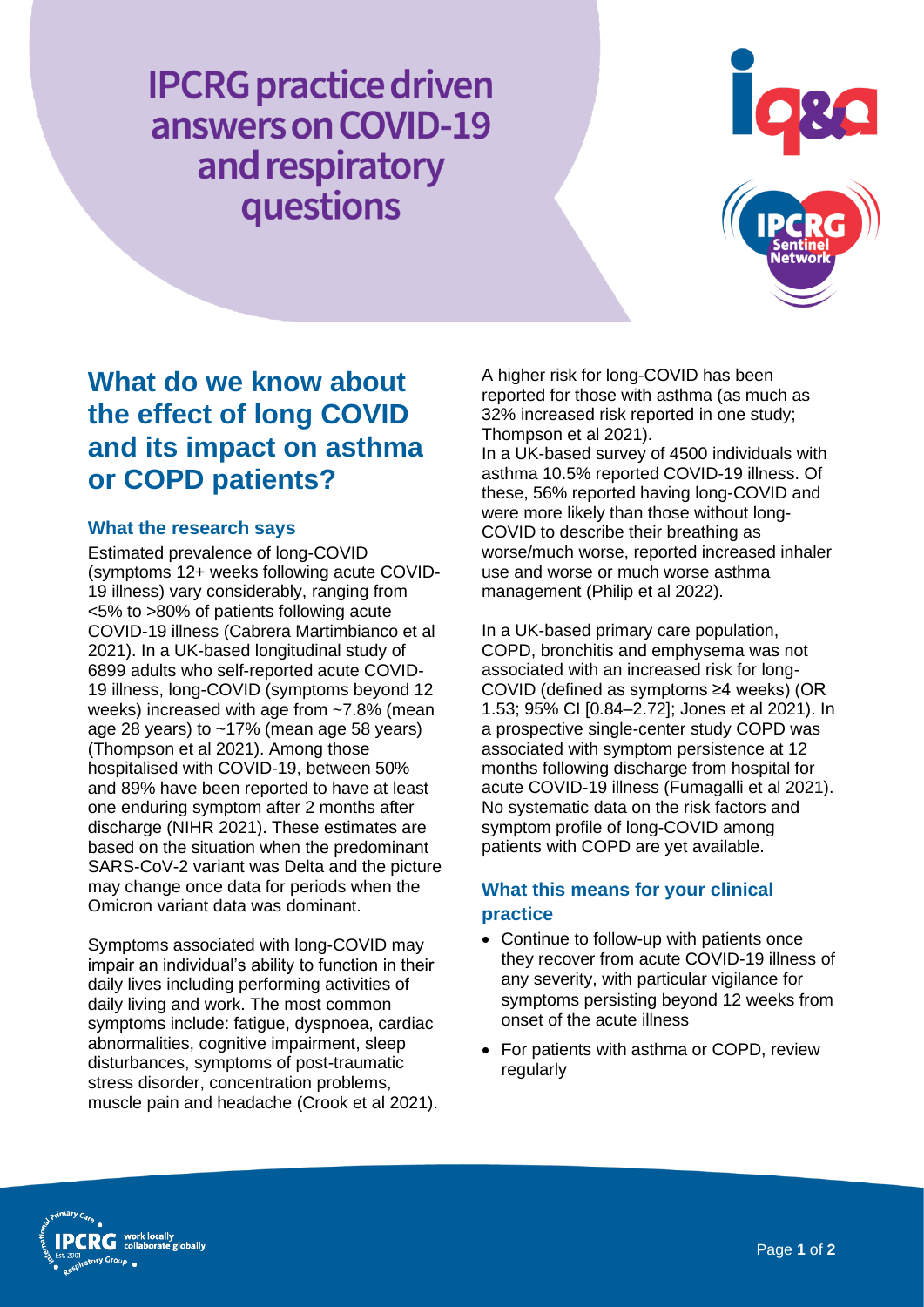# IPCRG practice driven answers on COVID-19 and respiratory questions

## What do we know about the effect of long COVID and its impact on asthma or COPD patients?

### What the research says

Estimated prevalence of long-COVID (symptoms 12+ weeks following acute COVID-19 illness) vary considerably, ranging from <5% to >80% of patients following acute COVID-19 illness (Cabrera Martimbianco et al 2021). In a UK-based longitudinal study of 6899 adults who self-reported acute COVID-19 illness, long-COVID (symptoms beyond 12 weeks) increased with age from ~7.8% (mean age 28 years) to ~17% (mean age 58 years) (Thompson et al 2021). Among those hospitalised with COVID-19, between 50% and 89% have been reported to have at least one enduring symptom after 2 months after discharge (NIHR 2021). These estimates are based on the situation when the predominant SARS-CoV-2 variant was Delta and the picture may change once data for periods when the Omicron variant data was dominant.

Symptoms associated with long-COVID may impair an individual's ability to function in their daily lives including performing activities of daily living and work. The most common symptoms include: fatigue, dyspnoea, cardiac abnormalities, cognitive impairment, sleep disturbances, symptoms of post-traumatic stress disorder, concentration problems, muscle pain and headache (Crook et al 2021).

A higher risk for long-COVID has been reported for those with asthma (as much as 32% increased risk reported in one study; Thompson et al 2021).
In a UK-based survey of 4500 individuals with asthma 10.5% reported COVID-19 illness. Of these, 56% reported having long-COVID and were more likely than those without long-COVID to describe their breathing as worse/much worse, reported increased inhaler use and worse or much worse asthma management (Philip et al 2022).

In a UK-based primary care population, COPD, bronchitis and emphysema was not associated with an increased risk for long-COVID (defined as symptoms ≥4 weeks) (OR 1.53; 95% CI [0.84–2.72]; Jones et al 2021). In a prospective single-center study COPD was associated with symptom persistence at 12 months following discharge from hospital for acute COVID-19 illness (Fumagalli et al 2021). No systematic data on the risk factors and symptom profile of long-COVID among patients with COPD are yet available.

### What this means for your clinical practice

- Continue to follow-up with patients once they recover from acute COVID-19 illness of any severity, with particular vigilance for symptoms persisting beyond 12 weeks from onset of the acute illness
- For patients with asthma or COPD, review regularly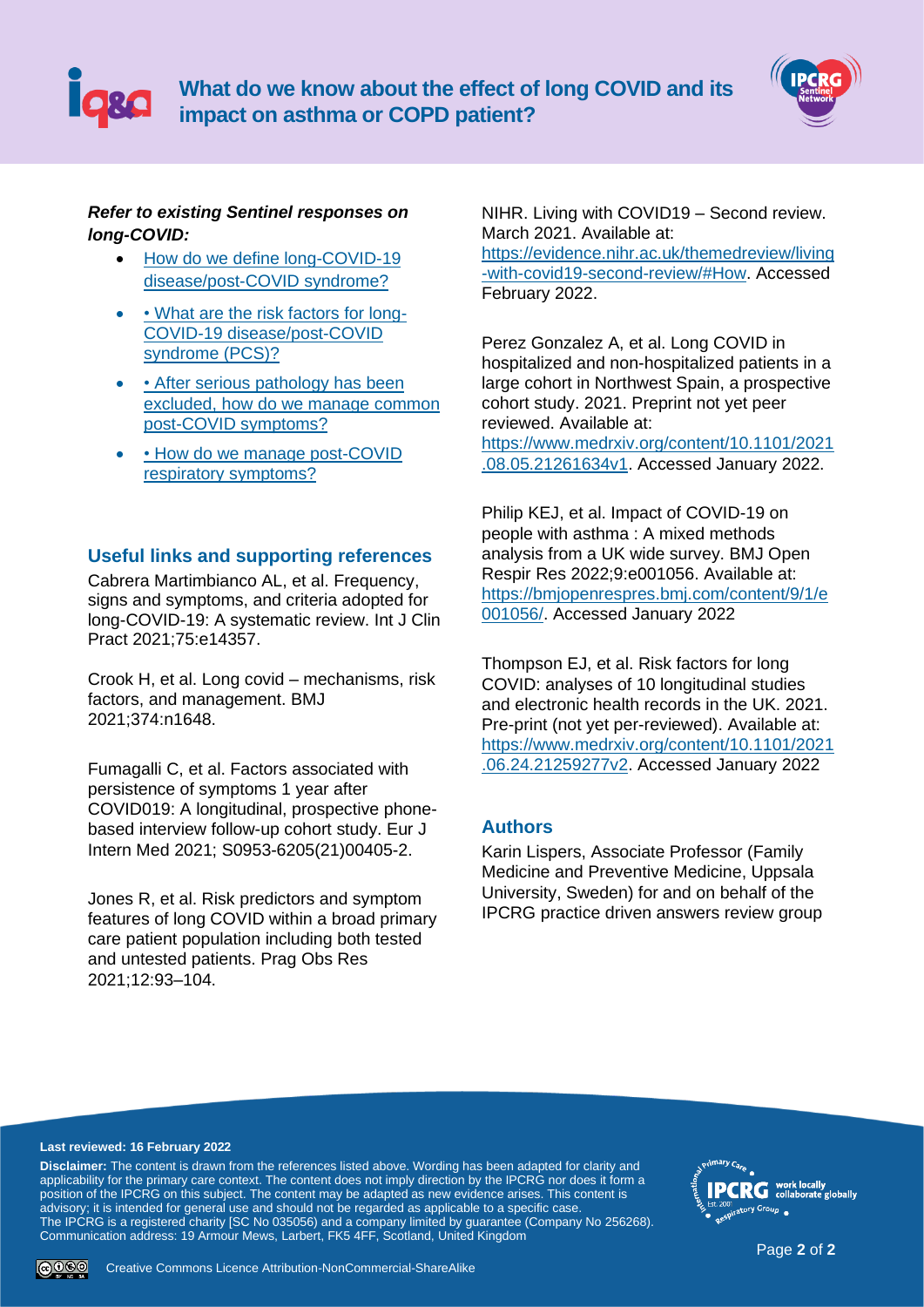# What do we know about the effect of long COVID and its impact on asthma or COPD patient?

***Refer to existing Sentinel responses on long-COVID:***

- [How do we define long-COVID-19 disease/post-COVID syndrome?]
- [• What are the risk factors for long-COVID-19 disease/post-COVID syndrome (PCS)?]
- [• After serious pathology has been excluded, how do we manage common post-COVID symptoms?]
- [• How do we manage post-COVID respiratory symptoms?]

## Useful links and supporting references

Cabrera Martimbianco AL, et al. Frequency, signs and symptoms, and criteria adopted for long-COVID-19: A systematic review. Int J Clin Pract 2021;75:e14357.

Crook H, et al. Long covid – mechanisms, risk factors, and management. BMJ 2021;374:n1648.

Fumagalli C, et al. Factors associated with persistence of symptoms 1 year after COVID019: A longitudinal, prospective phone-based interview follow-up cohort study. Eur J Intern Med 2021; S0953-6205(21)00405-2.

Jones R, et al. Risk predictors and symptom features of long COVID within a broad primary care patient population including both tested and untested patients. Prag Obs Res 2021;12:93–104.

NIHR. Living with COVID19 – Second review. March 2021. Available at: https://evidence.nihr.ac.uk/themedreview/living-with-covid19-second-review/#How. Accessed February 2022.

Perez Gonzalez A, et al. Long COVID in hospitalized and non-hospitalized patients in a large cohort in Northwest Spain, a prospective cohort study. 2021. Preprint not yet peer reviewed. Available at: https://www.medrxiv.org/content/10.1101/2021.08.05.21261634v1. Accessed January 2022.

Philip KEJ, et al. Impact of COVID-19 on people with asthma : A mixed methods analysis from a UK wide survey. BMJ Open Respir Res 2022;9:e001056. Available at: https://bmjopenrespres.bmj.com/content/9/1/e001056/. Accessed January 2022

Thompson EJ, et al. Risk factors for long COVID: analyses of 10 longitudinal studies and electronic health records in the UK. 2021. Pre-print (not yet per-reviewed). Available at: https://www.medrxiv.org/content/10.1101/2021.06.24.21259277v2. Accessed January 2022

## Authors

Karin Lispers, Associate Professor (Family Medicine and Preventive Medicine, Uppsala University, Sweden) for and on behalf of the IPCRG practice driven answers review group

**Last reviewed: 16 February 2022**

**Disclaimer:** The content is drawn from the references listed above. Wording has been adapted for clarity and applicability for the primary care context. The content does not imply direction by the IPCRG nor does it form a position of the IPCRG on this subject. The content may be adapted as new evidence arises. This content is advisory; it is intended for general use and should not be regarded as applicable to a specific case.
The IPCRG is a registered charity [SC No 035056) and a company limited by guarantee (Company No 256268). Communication address: 19 Armour Mews, Larbert, FK5 4FF, Scotland, United Kingdom

Creative Commons Licence Attribution-NonCommercial-ShareAlike